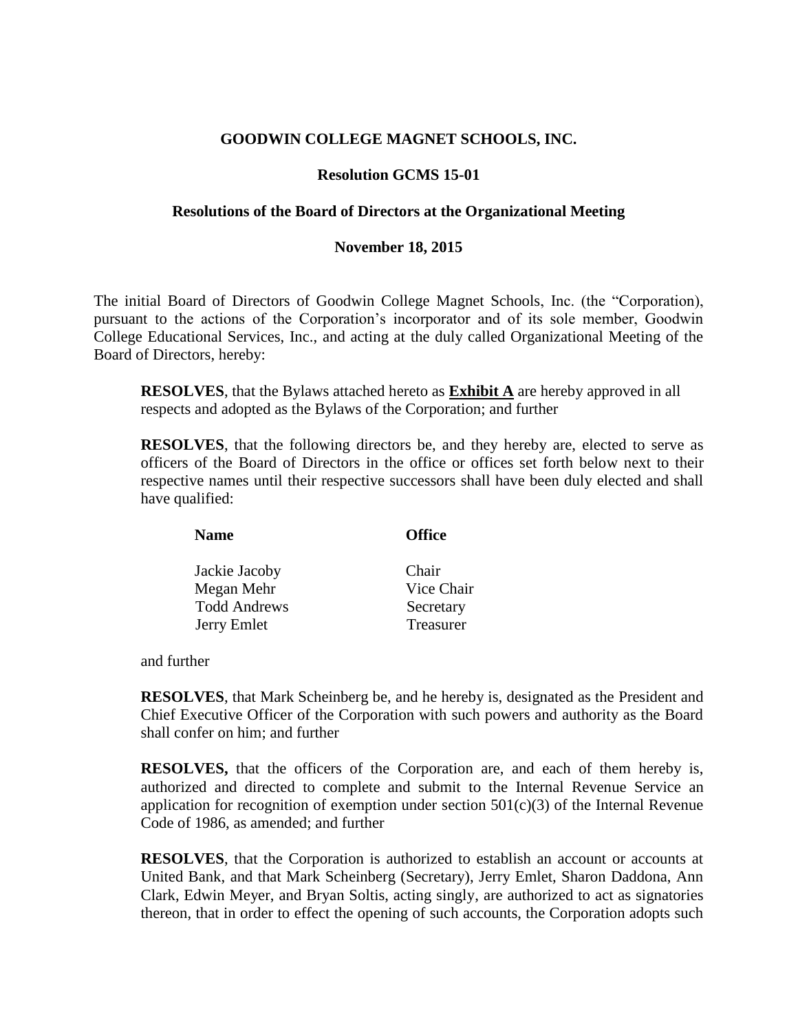**GOODWIN COLLEGE MAGNET SCHOOLS, INC.**

**Resolution GCMS 15-01**

**Resolutions of the Board of Directors at the Organizational Meeting**

**November 18, 2015**

The initial Board of Directors of Goodwin College Magnet Schools, Inc. (the "Corporation), pursuant to the actions of the Corporation's incorporator and of its sole member, Goodwin College Educational Services, Inc., and acting at the duly called Organizational Meeting of the Board of Directors, hereby:

> **RESOLVES**, that the Bylaws attached hereto as **Exhibit A** are hereby approved in all respects and adopted as the Bylaws of the Corporation; and further
>
> **RESOLVES**, that the following directors be, and they hereby are, elected to serve as officers of the Board of Directors in the office or offices set forth below next to their respective names until their respective successors shall have been duly elected and shall have qualified:

| **Name** | **Office** |
|---|---|
| Jackie Jacoby | Chair |
| Megan Mehr | Vice Chair |
| Todd Andrews | Secretary |
| Jerry Emlet | Treasurer |

> and further
>
> **RESOLVES**, that Mark Scheinberg be, and he hereby is, designated as the President and Chief Executive Officer of the Corporation with such powers and authority as the Board shall confer on him; and further
>
> **RESOLVES,** that the officers of the Corporation are, and each of them hereby is, authorized and directed to complete and submit to the Internal Revenue Service an application for recognition of exemption under section 501(c)(3) of the Internal Revenue Code of 1986, as amended; and further
>
> **RESOLVES**, that the Corporation is authorized to establish an account or accounts at United Bank, and that Mark Scheinberg (Secretary), Jerry Emlet, Sharon Daddona, Ann Clark, Edwin Meyer, and Bryan Soltis, acting singly, are authorized to act as signatories thereon, that in order to effect the opening of such accounts, the Corporation adopts such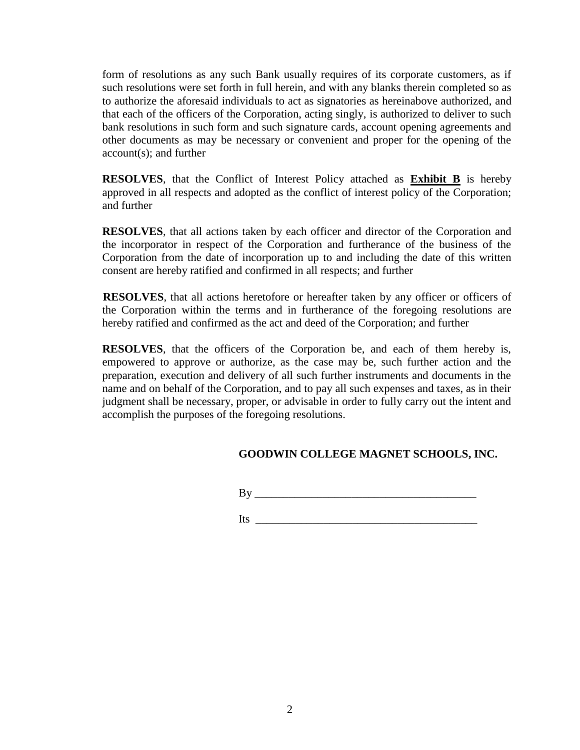form of resolutions as any such Bank usually requires of its corporate customers, as if such resolutions were set forth in full herein, and with any blanks therein completed so as to authorize the aforesaid individuals to act as signatories as hereinabove authorized, and that each of the officers of the Corporation, acting singly, is authorized to deliver to such bank resolutions in such form and such signature cards, account opening agreements and other documents as may be necessary or convenient and proper for the opening of the account(s); and further

**RESOLVES**, that the Conflict of Interest Policy attached as **Exhibit B** is hereby approved in all respects and adopted as the conflict of interest policy of the Corporation; and further

**RESOLVES**, that all actions taken by each officer and director of the Corporation and the incorporator in respect of the Corporation and furtherance of the business of the Corporation from the date of incorporation up to and including the date of this written consent are hereby ratified and confirmed in all respects; and further

**RESOLVES**, that all actions heretofore or hereafter taken by any officer or officers of the Corporation within the terms and in furtherance of the foregoing resolutions are hereby ratified and confirmed as the act and deed of the Corporation; and further

**RESOLVES**, that the officers of the Corporation be, and each of them hereby is, empowered to approve or authorize, as the case may be, such further action and the preparation, execution and delivery of all such further instruments and documents in the name and on behalf of the Corporation, and to pay all such expenses and taxes, as in their judgment shall be necessary, proper, or advisable in order to fully carry out the intent and accomplish the purposes of the foregoing resolutions.

**GOODWIN COLLEGE MAGNET SCHOOLS, INC.**

By \_\_\_\_\_\_\_\_\_\_\_\_\_\_\_\_\_\_\_\_\_\_\_\_\_\_\_\_\_\_\_\_\_\_\_\_\_\_\_

Its \_\_\_\_\_\_\_\_\_\_\_\_\_\_\_\_\_\_\_\_\_\_\_\_\_\_\_\_\_\_\_\_\_\_\_\_\_\_\_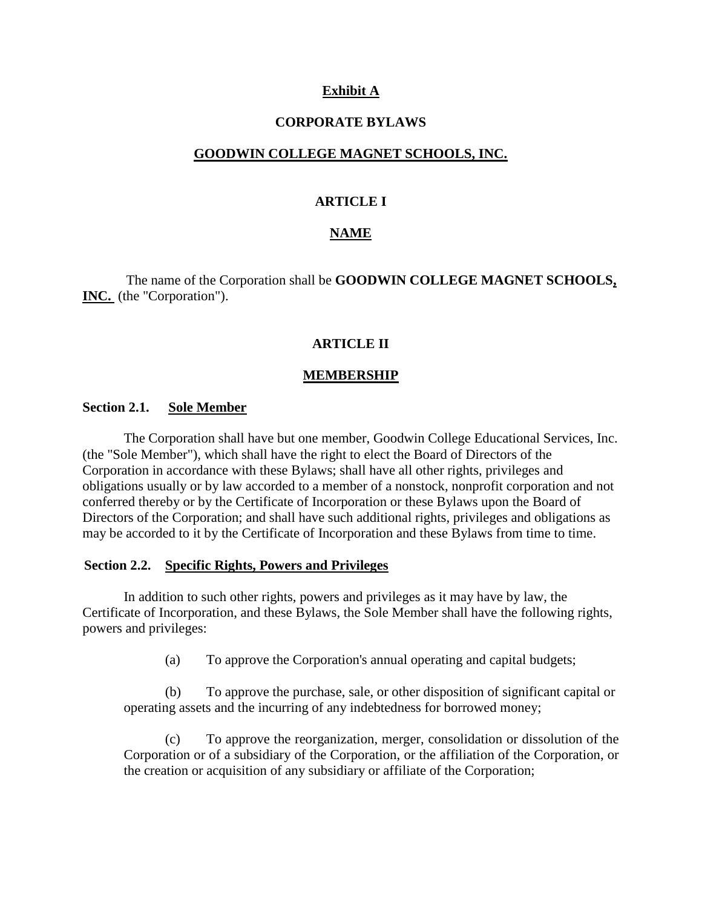**Exhibit A**

**CORPORATE BYLAWS**

**GOODWIN COLLEGE MAGNET SCHOOLS, INC.**

# ARTICLE I

## NAME

The name of the Corporation shall be **GOODWIN COLLEGE MAGNET SCHOOLS, INC.** (the "Corporation").

# ARTICLE II

## MEMBERSHIP

### Section 2.1. Sole Member

The Corporation shall have but one member, Goodwin College Educational Services, Inc. (the "Sole Member"), which shall have the right to elect the Board of Directors of the Corporation in accordance with these Bylaws; shall have all other rights, privileges and obligations usually or by law accorded to a member of a nonstock, nonprofit corporation and not conferred thereby or by the Certificate of Incorporation or these Bylaws upon the Board of Directors of the Corporation; and shall have such additional rights, privileges and obligations as may be accorded to it by the Certificate of Incorporation and these Bylaws from time to time.

### Section 2.2. Specific Rights, Powers and Privileges

In addition to such other rights, powers and privileges as it may have by law, the Certificate of Incorporation, and these Bylaws, the Sole Member shall have the following rights, powers and privileges:

(a) To approve the Corporation's annual operating and capital budgets;

(b) To approve the purchase, sale, or other disposition of significant capital or operating assets and the incurring of any indebtedness for borrowed money;

(c) To approve the reorganization, merger, consolidation or dissolution of the Corporation or of a subsidiary of the Corporation, or the affiliation of the Corporation, or the creation or acquisition of any subsidiary or affiliate of the Corporation;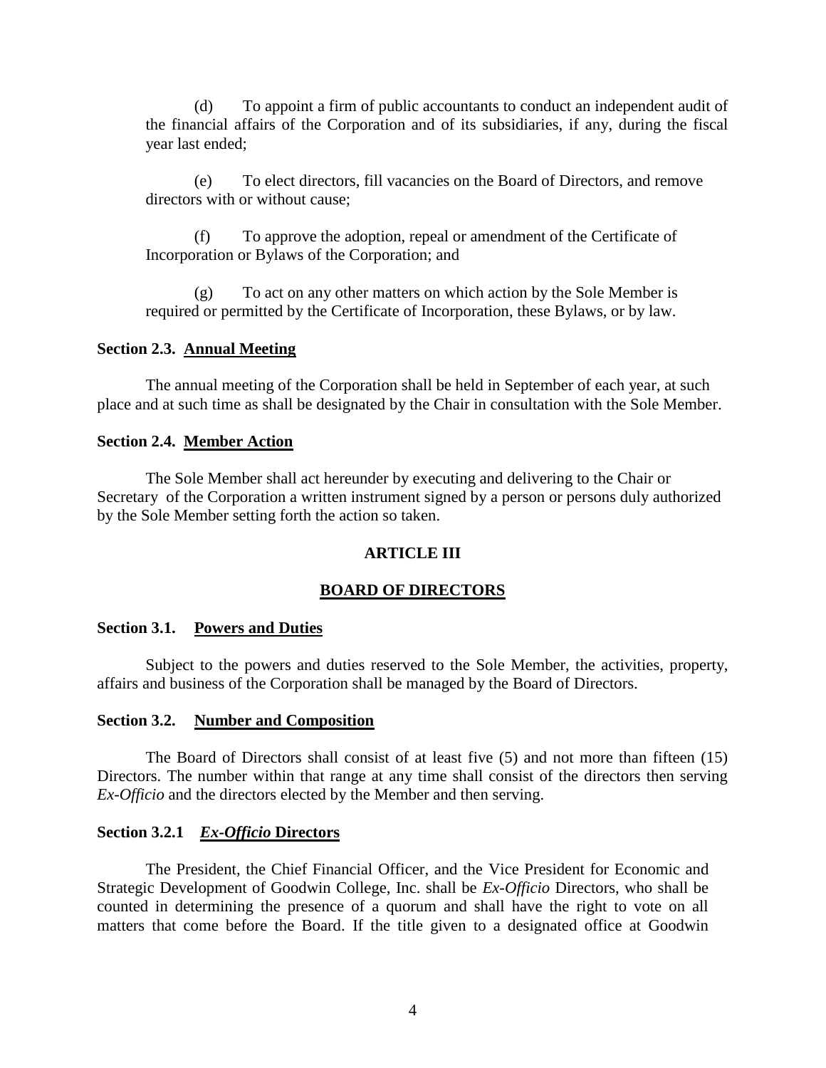(d) To appoint a firm of public accountants to conduct an independent audit of the financial affairs of the Corporation and of its subsidiaries, if any, during the fiscal year last ended;

(e) To elect directors, fill vacancies on the Board of Directors, and remove directors with or without cause;

(f) To approve the adoption, repeal or amendment of the Certificate of Incorporation or Bylaws of the Corporation; and

(g) To act on any other matters on which action by the Sole Member is required or permitted by the Certificate of Incorporation, these Bylaws, or by law.

**Section 2.3. Annual Meeting**

The annual meeting of the Corporation shall be held in September of each year, at such place and at such time as shall be designated by the Chair in consultation with the Sole Member.

**Section 2.4. Member Action**

The Sole Member shall act hereunder by executing and delivering to the Chair or Secretary of the Corporation a written instrument signed by a person or persons duly authorized by the Sole Member setting forth the action so taken.

## ARTICLE III

## BOARD OF DIRECTORS

**Section 3.1. Powers and Duties**

Subject to the powers and duties reserved to the Sole Member, the activities, property, affairs and business of the Corporation shall be managed by the Board of Directors.

**Section 3.2. Number and Composition**

The Board of Directors shall consist of at least five (5) and not more than fifteen (15) Directors. The number within that range at any time shall consist of the directors then serving *Ex-Officio* and the directors elected by the Member and then serving.

**Section 3.2.1 *Ex-Officio* Directors**

The President, the Chief Financial Officer, and the Vice President for Economic and Strategic Development of Goodwin College, Inc. shall be *Ex-Officio* Directors, who shall be counted in determining the presence of a quorum and shall have the right to vote on all matters that come before the Board. If the title given to a designated office at Goodwin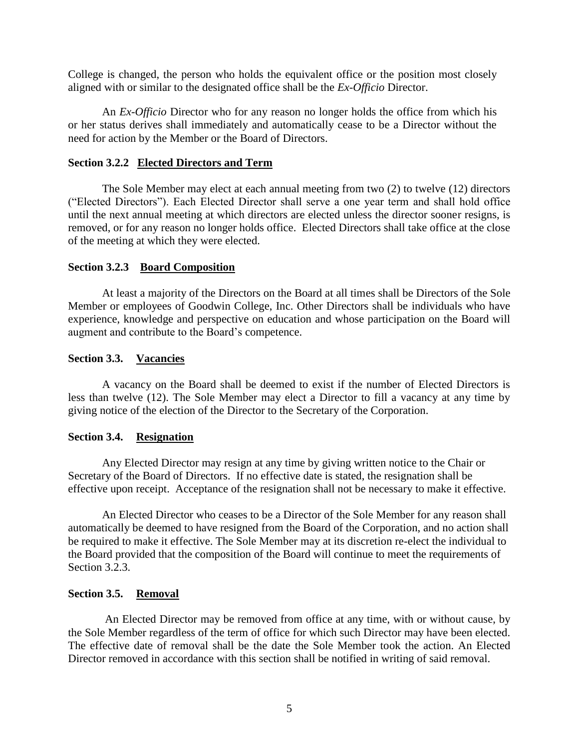College is changed, the person who holds the equivalent office or the position most closely aligned with or similar to the designated office shall be the *Ex-Officio* Director.

An *Ex-Officio* Director who for any reason no longer holds the office from which his or her status derives shall immediately and automatically cease to be a Director without the need for action by the Member or the Board of Directors.

**Section 3.2.2 <u>Elected Directors and Term</u>**

The Sole Member may elect at each annual meeting from two (2) to twelve (12) directors ("Elected Directors"). Each Elected Director shall serve a one year term and shall hold office until the next annual meeting at which directors are elected unless the director sooner resigns, is removed, or for any reason no longer holds office. Elected Directors shall take office at the close of the meeting at which they were elected.

**Section 3.2.3 <u>Board Composition</u>**

At least a majority of the Directors on the Board at all times shall be Directors of the Sole Member or employees of Goodwin College, Inc. Other Directors shall be individuals who have experience, knowledge and perspective on education and whose participation on the Board will augment and contribute to the Board's competence.

**Section 3.3. <u>Vacancies</u>**

A vacancy on the Board shall be deemed to exist if the number of Elected Directors is less than twelve (12). The Sole Member may elect a Director to fill a vacancy at any time by giving notice of the election of the Director to the Secretary of the Corporation.

**Section 3.4. <u>Resignation</u>**

Any Elected Director may resign at any time by giving written notice to the Chair or Secretary of the Board of Directors. If no effective date is stated, the resignation shall be effective upon receipt. Acceptance of the resignation shall not be necessary to make it effective.

An Elected Director who ceases to be a Director of the Sole Member for any reason shall automatically be deemed to have resigned from the Board of the Corporation, and no action shall be required to make it effective. The Sole Member may at its discretion re-elect the individual to the Board provided that the composition of the Board will continue to meet the requirements of Section 3.2.3.

**Section 3.5. <u>Removal</u>**

An Elected Director may be removed from office at any time, with or without cause, by the Sole Member regardless of the term of office for which such Director may have been elected. The effective date of removal shall be the date the Sole Member took the action. An Elected Director removed in accordance with this section shall be notified in writing of said removal.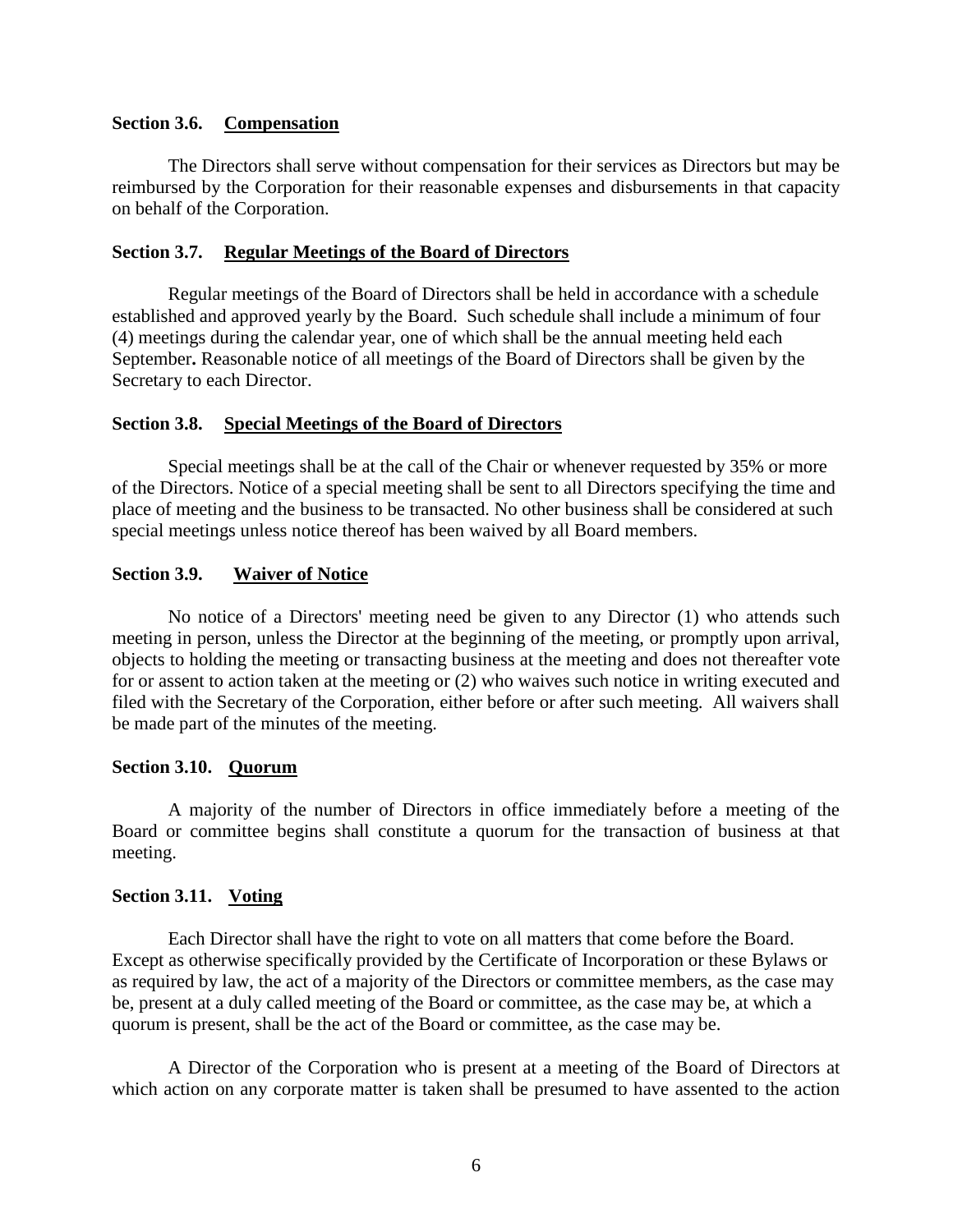### Section 3.6. <u>Compensation</u>

The Directors shall serve without compensation for their services as Directors but may be reimbursed by the Corporation for their reasonable expenses and disbursements in that capacity on behalf of the Corporation.

### Section 3.7. <u>Regular Meetings of the Board of Directors</u>

Regular meetings of the Board of Directors shall be held in accordance with a schedule established and approved yearly by the Board. Such schedule shall include a minimum of four (4) meetings during the calendar year, one of which shall be the annual meeting held each September**.** Reasonable notice of all meetings of the Board of Directors shall be given by the Secretary to each Director.

### Section 3.8. <u>Special Meetings of the Board of Directors</u>

Special meetings shall be at the call of the Chair or whenever requested by 35% or more of the Directors. Notice of a special meeting shall be sent to all Directors specifying the time and place of meeting and the business to be transacted. No other business shall be considered at such special meetings unless notice thereof has been waived by all Board members.

### Section 3.9. <u>Waiver of Notice</u>

No notice of a Directors' meeting need be given to any Director (1) who attends such meeting in person, unless the Director at the beginning of the meeting, or promptly upon arrival, objects to holding the meeting or transacting business at the meeting and does not thereafter vote for or assent to action taken at the meeting or (2) who waives such notice in writing executed and filed with the Secretary of the Corporation, either before or after such meeting. All waivers shall be made part of the minutes of the meeting.

### Section 3.10. <u>Quorum</u>

A majority of the number of Directors in office immediately before a meeting of the Board or committee begins shall constitute a quorum for the transaction of business at that meeting.

### Section 3.11. <u>Voting</u>

Each Director shall have the right to vote on all matters that come before the Board. Except as otherwise specifically provided by the Certificate of Incorporation or these Bylaws or as required by law, the act of a majority of the Directors or committee members, as the case may be, present at a duly called meeting of the Board or committee, as the case may be, at which a quorum is present, shall be the act of the Board or committee, as the case may be.

A Director of the Corporation who is present at a meeting of the Board of Directors at which action on any corporate matter is taken shall be presumed to have assented to the action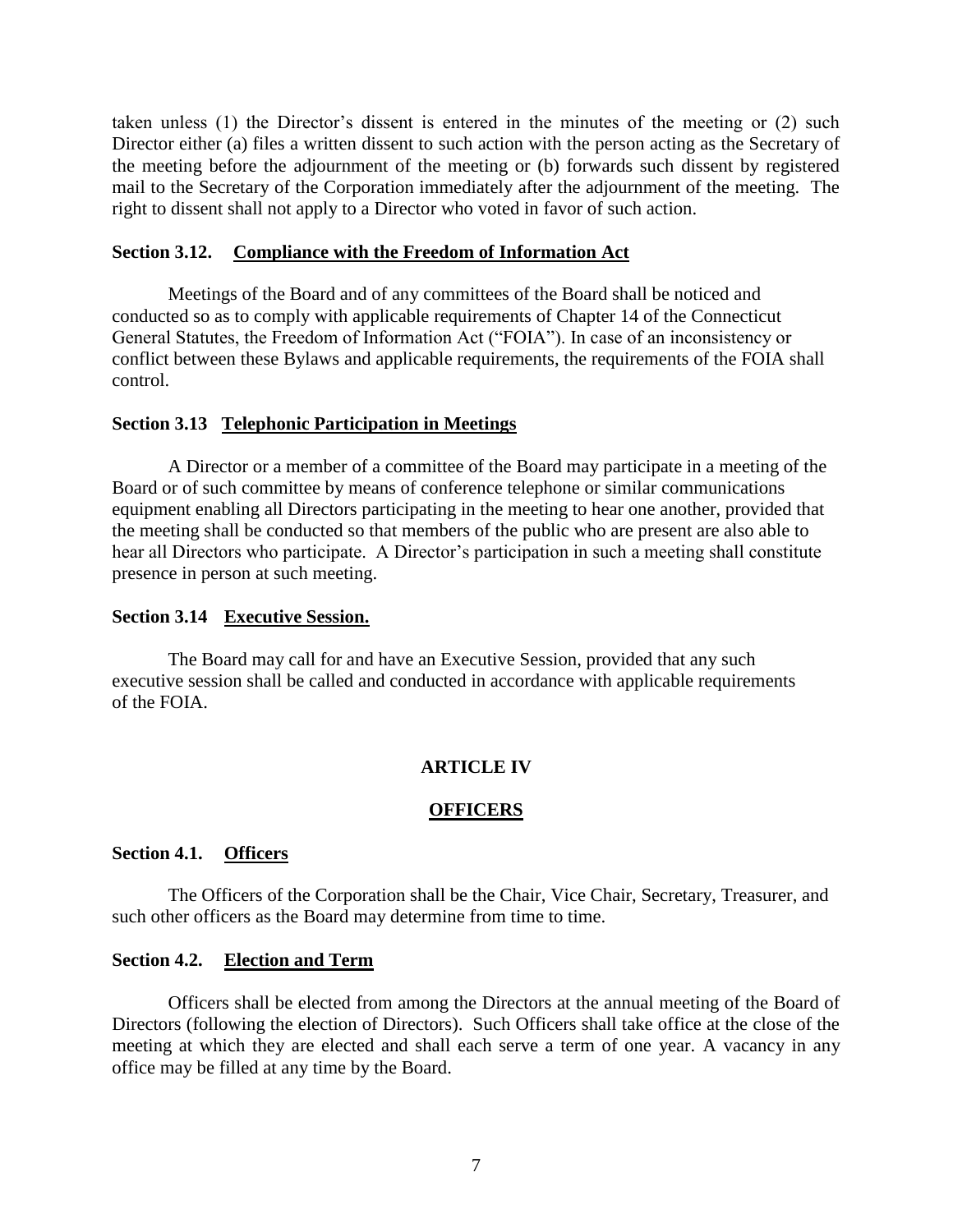taken unless (1) the Director's dissent is entered in the minutes of the meeting or (2) such Director either (a) files a written dissent to such action with the person acting as the Secretary of the meeting before the adjournment of the meeting or (b) forwards such dissent by registered mail to the Secretary of the Corporation immediately after the adjournment of the meeting. The right to dissent shall not apply to a Director who voted in favor of such action.

**Section 3.12. Compliance with the Freedom of Information Act**

Meetings of the Board and of any committees of the Board shall be noticed and conducted so as to comply with applicable requirements of Chapter 14 of the Connecticut General Statutes, the Freedom of Information Act ("FOIA"). In case of an inconsistency or conflict between these Bylaws and applicable requirements, the requirements of the FOIA shall control.

**Section 3.13 Telephonic Participation in Meetings**

A Director or a member of a committee of the Board may participate in a meeting of the Board or of such committee by means of conference telephone or similar communications equipment enabling all Directors participating in the meeting to hear one another, provided that the meeting shall be conducted so that members of the public who are present are also able to hear all Directors who participate. A Director's participation in such a meeting shall constitute presence in person at such meeting.

**Section 3.14 Executive Session.**

The Board may call for and have an Executive Session, provided that any such executive session shall be called and conducted in accordance with applicable requirements of the FOIA.

## ARTICLE IV

## OFFICERS

**Section 4.1. Officers**

The Officers of the Corporation shall be the Chair, Vice Chair, Secretary, Treasurer, and such other officers as the Board may determine from time to time.

**Section 4.2. Election and Term**

Officers shall be elected from among the Directors at the annual meeting of the Board of Directors (following the election of Directors). Such Officers shall take office at the close of the meeting at which they are elected and shall each serve a term of one year. A vacancy in any office may be filled at any time by the Board.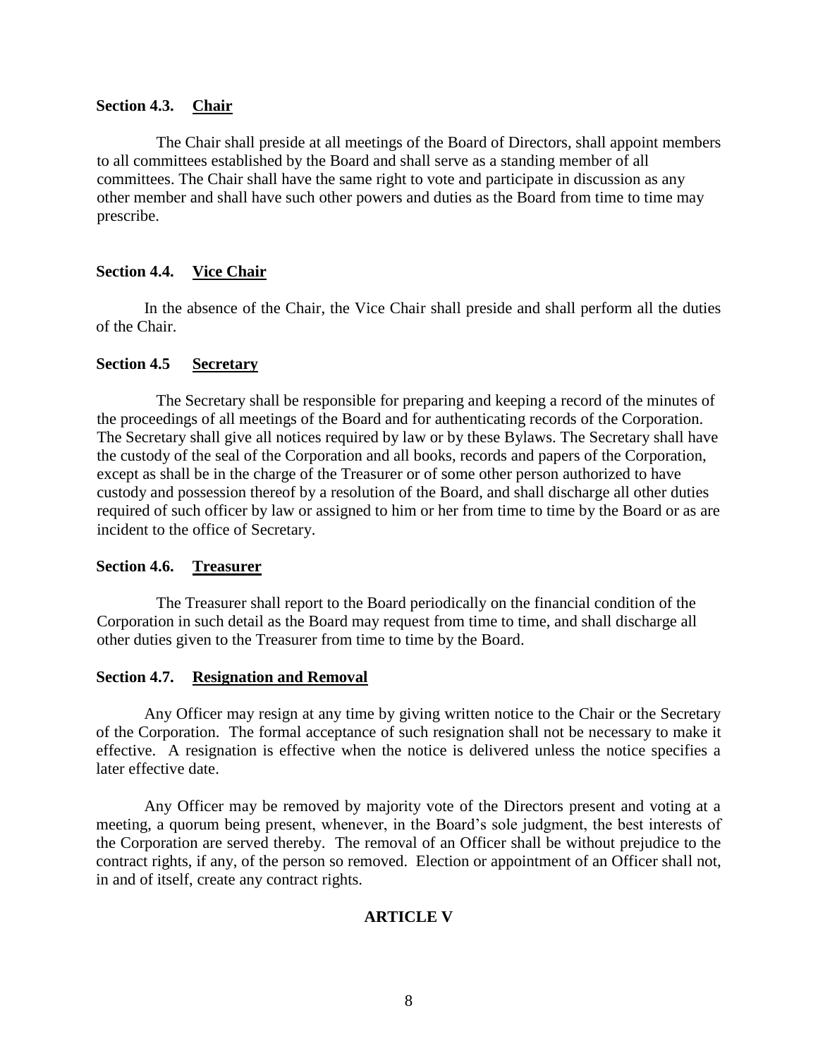### Section 4.3. <u>Chair</u>

The Chair shall preside at all meetings of the Board of Directors, shall appoint members to all committees established by the Board and shall serve as a standing member of all committees. The Chair shall have the same right to vote and participate in discussion as any other member and shall have such other powers and duties as the Board from time to time may prescribe.

### Section 4.4. <u>Vice Chair</u>

In the absence of the Chair, the Vice Chair shall preside and shall perform all the duties of the Chair.

### Section 4.5 <u>Secretary</u>

The Secretary shall be responsible for preparing and keeping a record of the minutes of the proceedings of all meetings of the Board and for authenticating records of the Corporation. The Secretary shall give all notices required by law or by these Bylaws. The Secretary shall have the custody of the seal of the Corporation and all books, records and papers of the Corporation, except as shall be in the charge of the Treasurer or of some other person authorized to have custody and possession thereof by a resolution of the Board, and shall discharge all other duties required of such officer by law or assigned to him or her from time to time by the Board or as are incident to the office of Secretary.

### Section 4.6. <u>Treasurer</u>

The Treasurer shall report to the Board periodically on the financial condition of the Corporation in such detail as the Board may request from time to time, and shall discharge all other duties given to the Treasurer from time to time by the Board.

### Section 4.7. <u>Resignation and Removal</u>

Any Officer may resign at any time by giving written notice to the Chair or the Secretary of the Corporation. The formal acceptance of such resignation shall not be necessary to make it effective. A resignation is effective when the notice is delivered unless the notice specifies a later effective date.

Any Officer may be removed by majority vote of the Directors present and voting at a meeting, a quorum being present, whenever, in the Board's sole judgment, the best interests of the Corporation are served thereby. The removal of an Officer shall be without prejudice to the contract rights, if any, of the person so removed. Election or appointment of an Officer shall not, in and of itself, create any contract rights.

## ARTICLE V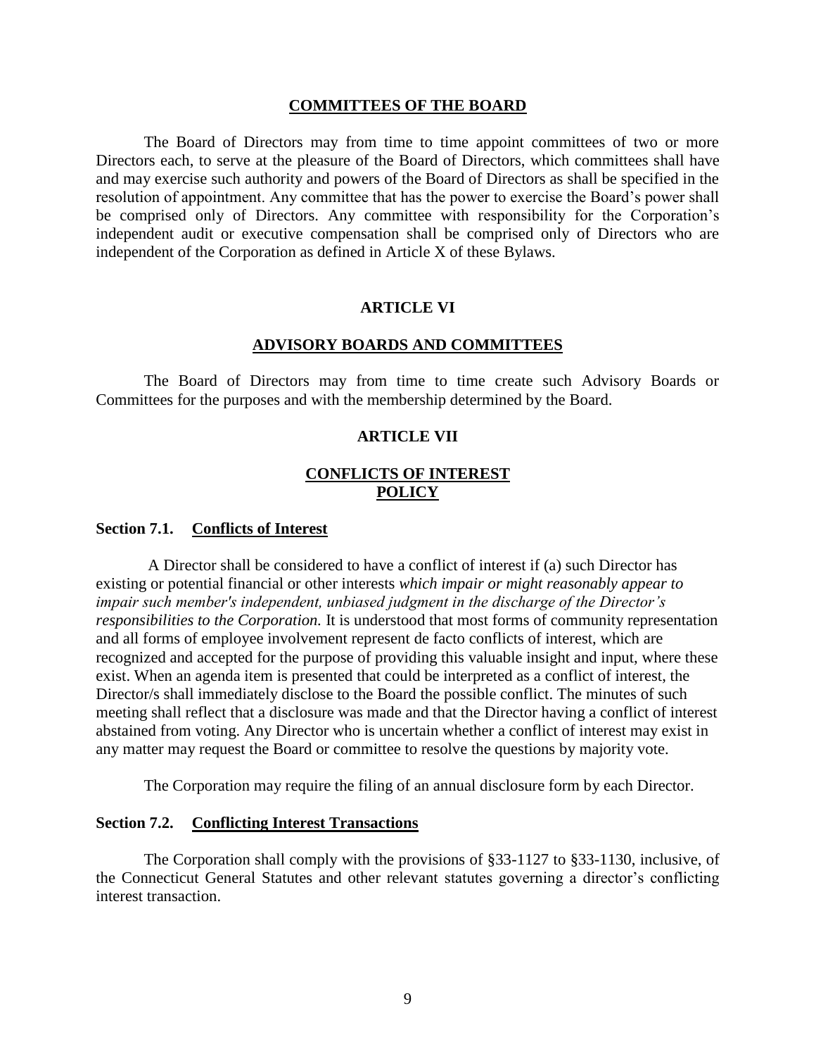## COMMITTEES OF THE BOARD

The Board of Directors may from time to time appoint committees of two or more Directors each, to serve at the pleasure of the Board of Directors, which committees shall have and may exercise such authority and powers of the Board of Directors as shall be specified in the resolution of appointment. Any committee that has the power to exercise the Board's power shall be comprised only of Directors. Any committee with responsibility for the Corporation's independent audit or executive compensation shall be comprised only of Directors who are independent of the Corporation as defined in Article X of these Bylaws.

# ARTICLE VI

## ADVISORY BOARDS AND COMMITTEES

The Board of Directors may from time to time create such Advisory Boards or Committees for the purposes and with the membership determined by the Board.

# ARTICLE VII

## CONFLICTS OF INTEREST POLICY

### Section 7.1. Conflicts of Interest

A Director shall be considered to have a conflict of interest if (a) such Director has existing or potential financial or other interests *which impair or might reasonably appear to impair such member's independent, unbiased judgment in the discharge of the Director's responsibilities to the Corporation.* It is understood that most forms of community representation and all forms of employee involvement represent de facto conflicts of interest, which are recognized and accepted for the purpose of providing this valuable insight and input, where these exist. When an agenda item is presented that could be interpreted as a conflict of interest, the Director/s shall immediately disclose to the Board the possible conflict. The minutes of such meeting shall reflect that a disclosure was made and that the Director having a conflict of interest abstained from voting. Any Director who is uncertain whether a conflict of interest may exist in any matter may request the Board or committee to resolve the questions by majority vote.

The Corporation may require the filing of an annual disclosure form by each Director.

### Section 7.2. Conflicting Interest Transactions

The Corporation shall comply with the provisions of §33-1127 to §33-1130, inclusive, of the Connecticut General Statutes and other relevant statutes governing a director's conflicting interest transaction.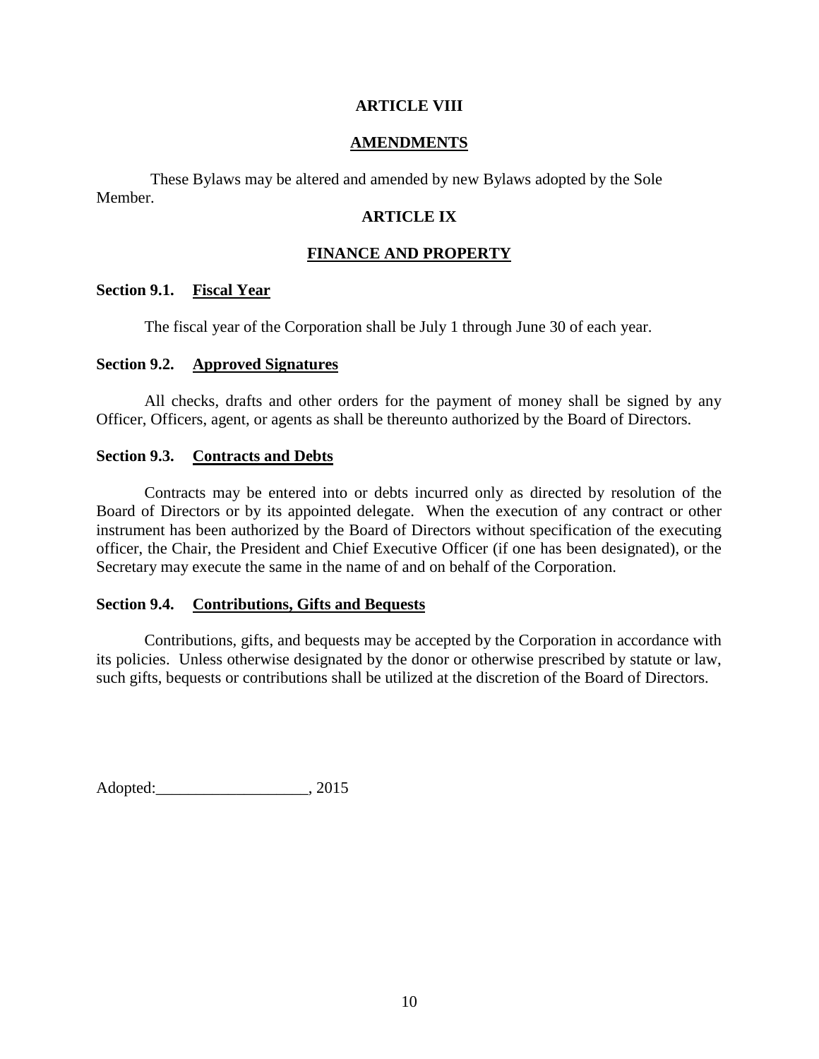## ARTICLE VIII

## AMENDMENTS

These Bylaws may be altered and amended by new Bylaws adopted by the Sole Member.

## ARTICLE IX

## FINANCE AND PROPERTY

### Section 9.1. Fiscal Year

The fiscal year of the Corporation shall be July 1 through June 30 of each year.

### Section 9.2. Approved Signatures

All checks, drafts and other orders for the payment of money shall be signed by any Officer, Officers, agent, or agents as shall be thereunto authorized by the Board of Directors.

### Section 9.3. Contracts and Debts

Contracts may be entered into or debts incurred only as directed by resolution of the Board of Directors or by its appointed delegate. When the execution of any contract or other instrument has been authorized by the Board of Directors without specification of the executing officer, the Chair, the President and Chief Executive Officer (if one has been designated), or the Secretary may execute the same in the name of and on behalf of the Corporation.

### Section 9.4. Contributions, Gifts and Bequests

Contributions, gifts, and bequests may be accepted by the Corporation in accordance with its policies. Unless otherwise designated by the donor or otherwise prescribed by statute or law, such gifts, bequests or contributions shall be utilized at the discretion of the Board of Directors.

Adopted:___________________, 2015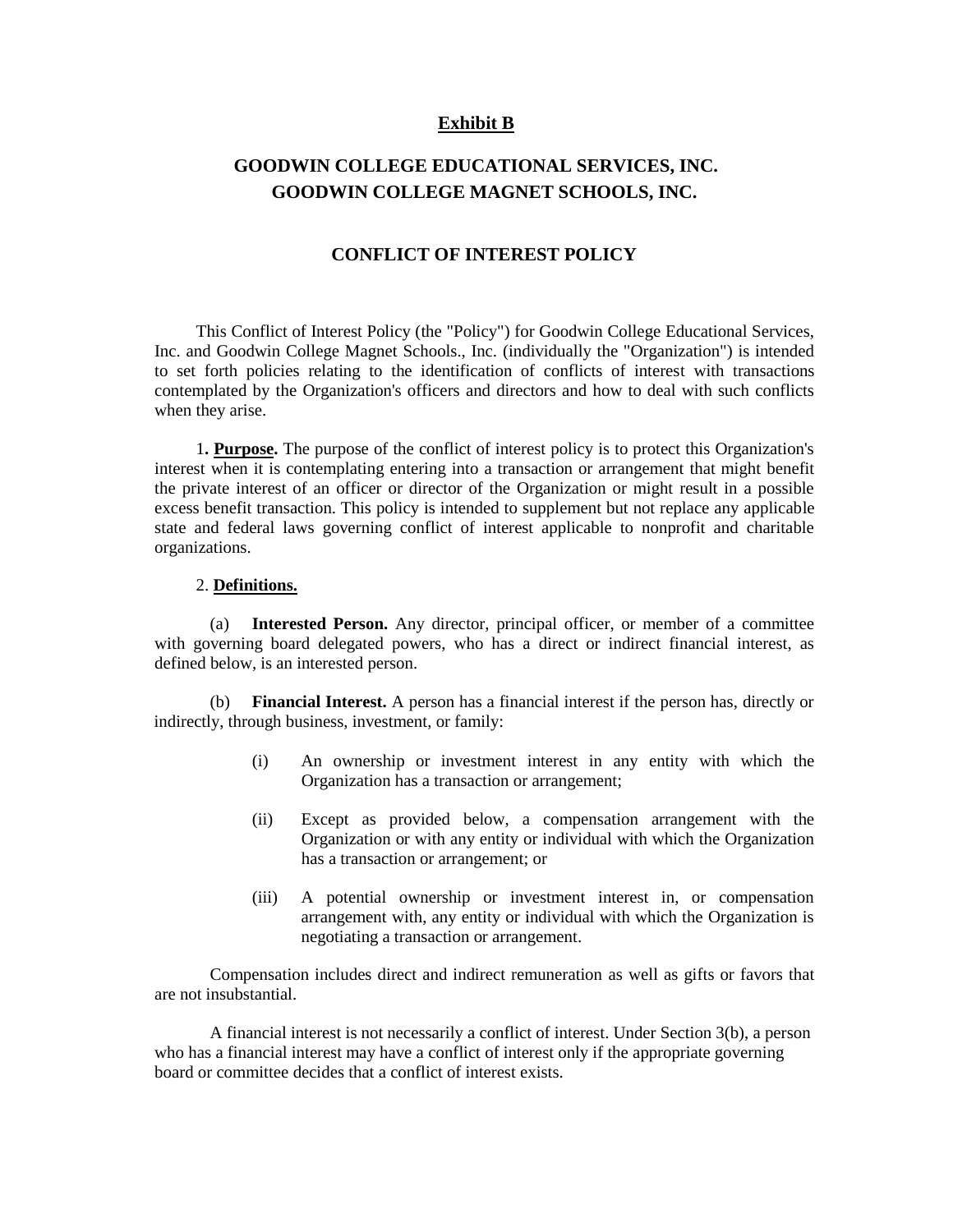**Exhibit B**

# GOODWIN COLLEGE EDUCATIONAL SERVICES, INC.
# GOODWIN COLLEGE MAGNET SCHOOLS, INC.

## CONFLICT OF INTEREST POLICY

This Conflict of Interest Policy (the "Policy") for Goodwin College Educational Services, Inc. and Goodwin College Magnet Schools., Inc. (individually the "Organization") is intended to set forth policies relating to the identification of conflicts of interest with transactions contemplated by the Organization's officers and directors and how to deal with such conflicts when they arise.

1**.** **Purpose.** The purpose of the conflict of interest policy is to protect this Organization's interest when it is contemplating entering into a transaction or arrangement that might benefit the private interest of an officer or director of the Organization or might result in a possible excess benefit transaction. This policy is intended to supplement but not replace any applicable state and federal laws governing conflict of interest applicable to nonprofit and charitable organizations.

2. **Definitions.**

(a) **Interested Person.** Any director, principal officer, or member of a committee with governing board delegated powers, who has a direct or indirect financial interest, as defined below, is an interested person.

(b) **Financial Interest.** A person has a financial interest if the person has, directly or indirectly, through business, investment, or family:

(i) An ownership or investment interest in any entity with which the Organization has a transaction or arrangement;

(ii) Except as provided below, a compensation arrangement with the Organization or with any entity or individual with which the Organization has a transaction or arrangement; or

(iii) A potential ownership or investment interest in, or compensation arrangement with, any entity or individual with which the Organization is negotiating a transaction or arrangement.

Compensation includes direct and indirect remuneration as well as gifts or favors that are not insubstantial.

A financial interest is not necessarily a conflict of interest. Under Section 3(b), a person who has a financial interest may have a conflict of interest only if the appropriate governing board or committee decides that a conflict of interest exists.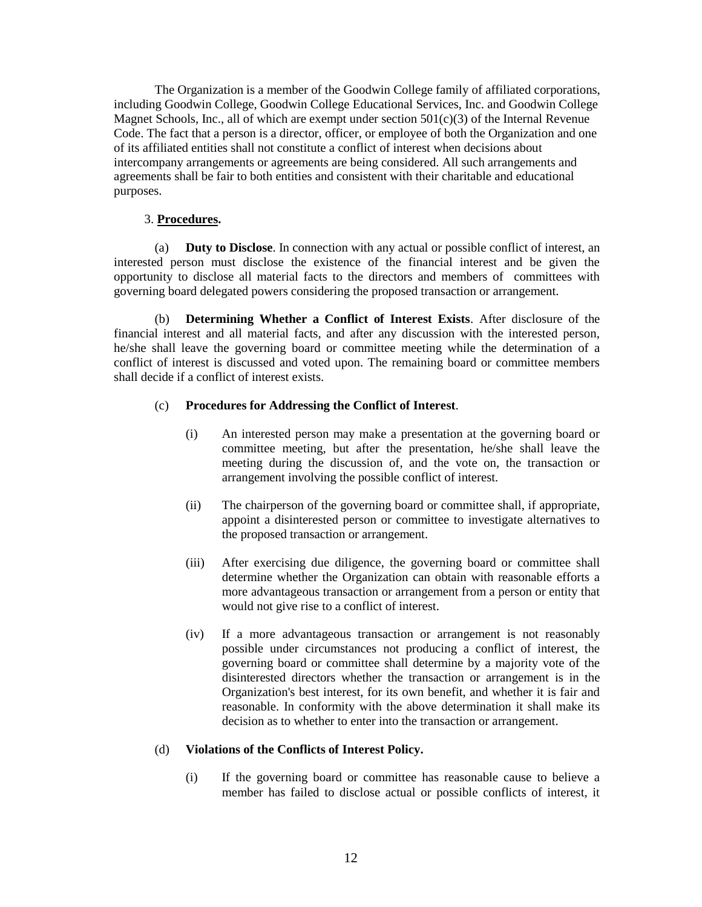The Organization is a member of the Goodwin College family of affiliated corporations, including Goodwin College, Goodwin College Educational Services, Inc. and Goodwin College Magnet Schools, Inc., all of which are exempt under section 501(c)(3) of the Internal Revenue Code. The fact that a person is a director, officer, or employee of both the Organization and one of its affiliated entities shall not constitute a conflict of interest when decisions about intercompany arrangements or agreements are being considered. All such arrangements and agreements shall be fair to both entities and consistent with their charitable and educational purposes.

3. **Procedures.**

(a) **Duty to Disclose**. In connection with any actual or possible conflict of interest, an interested person must disclose the existence of the financial interest and be given the opportunity to disclose all material facts to the directors and members of committees with governing board delegated powers considering the proposed transaction or arrangement.

(b) **Determining Whether a Conflict of Interest Exists**. After disclosure of the financial interest and all material facts, and after any discussion with the interested person, he/she shall leave the governing board or committee meeting while the determination of a conflict of interest is discussed and voted upon. The remaining board or committee members shall decide if a conflict of interest exists.

(c) **Procedures for Addressing the Conflict of Interest**.

(i) An interested person may make a presentation at the governing board or committee meeting, but after the presentation, he/she shall leave the meeting during the discussion of, and the vote on, the transaction or arrangement involving the possible conflict of interest.

(ii) The chairperson of the governing board or committee shall, if appropriate, appoint a disinterested person or committee to investigate alternatives to the proposed transaction or arrangement.

(iii) After exercising due diligence, the governing board or committee shall determine whether the Organization can obtain with reasonable efforts a more advantageous transaction or arrangement from a person or entity that would not give rise to a conflict of interest.

(iv) If a more advantageous transaction or arrangement is not reasonably possible under circumstances not producing a conflict of interest, the governing board or committee shall determine by a majority vote of the disinterested directors whether the transaction or arrangement is in the Organization's best interest, for its own benefit, and whether it is fair and reasonable. In conformity with the above determination it shall make its decision as to whether to enter into the transaction or arrangement.

(d) **Violations of the Conflicts of Interest Policy.**

(i) If the governing board or committee has reasonable cause to believe a member has failed to disclose actual or possible conflicts of interest, it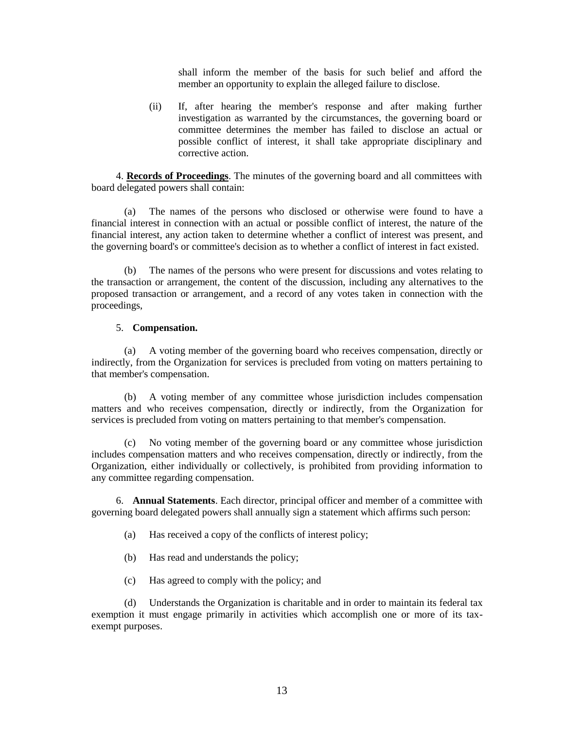shall inform the member of the basis for such belief and afford the member an opportunity to explain the alleged failure to disclose.

(ii) If, after hearing the member's response and after making further investigation as warranted by the circumstances, the governing board or committee determines the member has failed to disclose an actual or possible conflict of interest, it shall take appropriate disciplinary and corrective action.

4. **Records of Proceedings**. The minutes of the governing board and all committees with board delegated powers shall contain:

(a) The names of the persons who disclosed or otherwise were found to have a financial interest in connection with an actual or possible conflict of interest, the nature of the financial interest, any action taken to determine whether a conflict of interest was present, and the governing board's or committee's decision as to whether a conflict of interest in fact existed.

(b) The names of the persons who were present for discussions and votes relating to the transaction or arrangement, the content of the discussion, including any alternatives to the proposed transaction or arrangement, and a record of any votes taken in connection with the proceedings,

5. **Compensation.**

(a) A voting member of the governing board who receives compensation, directly or indirectly, from the Organization for services is precluded from voting on matters pertaining to that member's compensation.

(b) A voting member of any committee whose jurisdiction includes compensation matters and who receives compensation, directly or indirectly, from the Organization for services is precluded from voting on matters pertaining to that member's compensation.

(c) No voting member of the governing board or any committee whose jurisdiction includes compensation matters and who receives compensation, directly or indirectly, from the Organization, either individually or collectively, is prohibited from providing information to any committee regarding compensation.

6. **Annual Statements**. Each director, principal officer and member of a committee with governing board delegated powers shall annually sign a statement which affirms such person:

(a) Has received a copy of the conflicts of interest policy;

(b) Has read and understands the policy;

(c) Has agreed to comply with the policy; and

(d) Understands the Organization is charitable and in order to maintain its federal tax exemption it must engage primarily in activities which accomplish one or more of its tax-exempt purposes.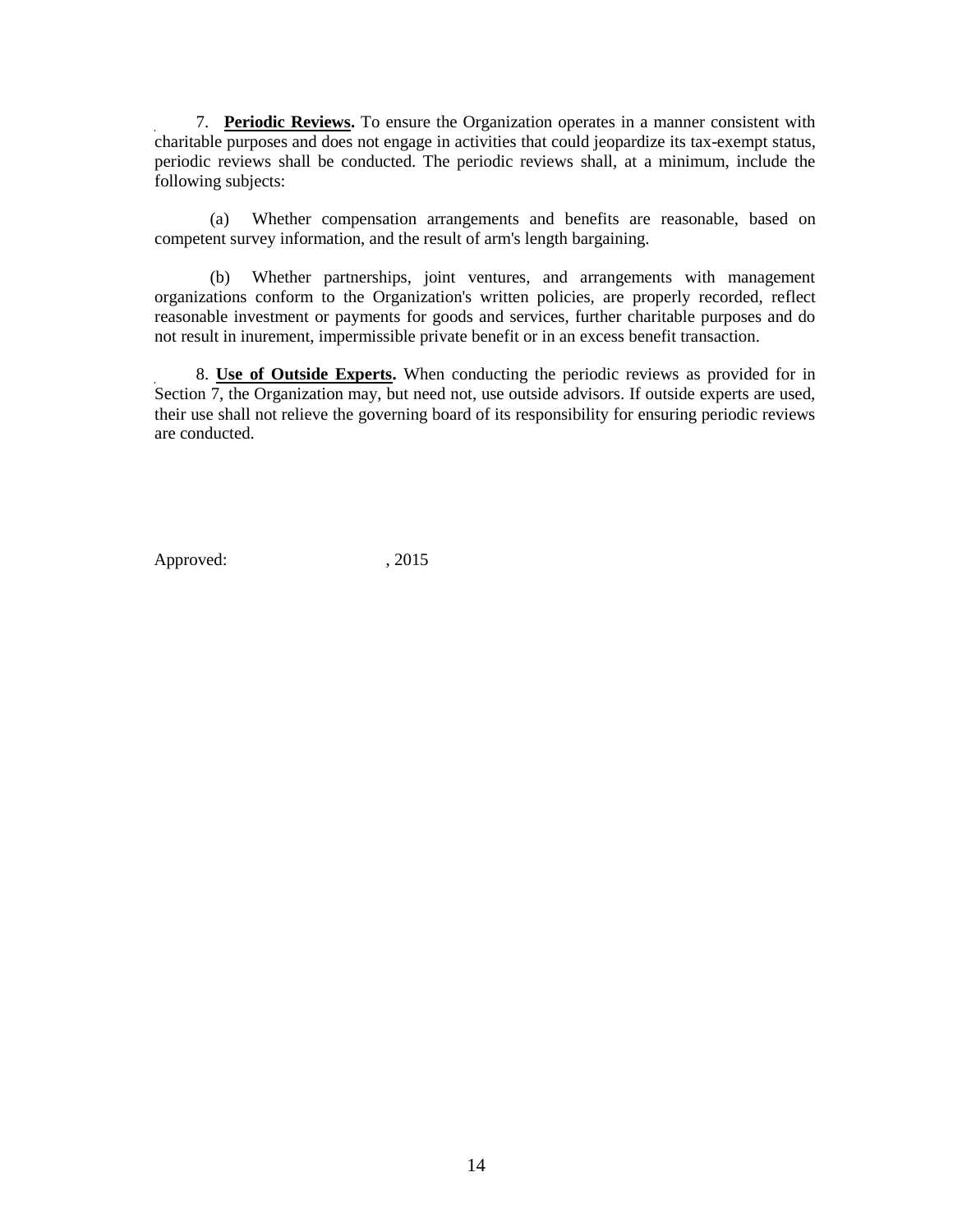7. **Periodic Reviews.** To ensure the Organization operates in a manner consistent with charitable purposes and does not engage in activities that could jeopardize its tax-exempt status, periodic reviews shall be conducted. The periodic reviews shall, at a minimum, include the following subjects:

(a) Whether compensation arrangements and benefits are reasonable, based on competent survey information, and the result of arm's length bargaining.

(b) Whether partnerships, joint ventures, and arrangements with management organizations conform to the Organization's written policies, are properly recorded, reflect reasonable investment or payments for goods and services, further charitable purposes and do not result in inurement, impermissible private benefit or in an excess benefit transaction.

8. **Use of Outside Experts.** When conducting the periodic reviews as provided for in Section 7, the Organization may, but need not, use outside advisors. If outside experts are used, their use shall not relieve the governing board of its responsibility for ensuring periodic reviews are conducted.

Approved: , 2015